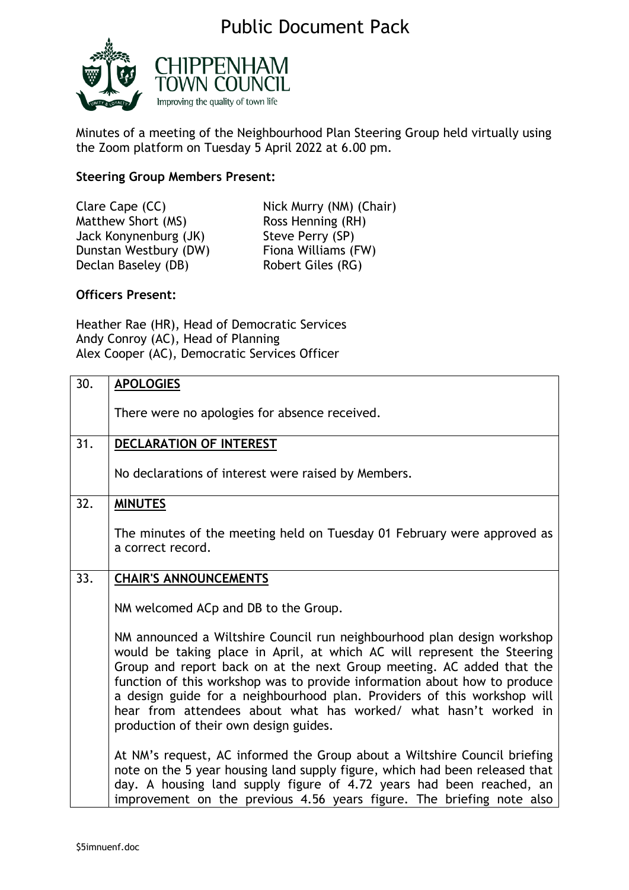# Public Document Pack

CHIPPENHAM TOWN COUNCIL
Improving the quality of town life

Minutes of a meeting of the Neighbourhood Plan Steering Group held virtually using the Zoom platform on Tuesday 5 April 2022 at 6.00 pm.

**Steering Group Members Present:**

Clare Cape (CC)
Nick Murry (NM) (Chair)
Matthew Short (MS)
Ross Henning (RH)
Jack Konynenburg (JK)
Steve Perry (SP)
Dunstan Westbury (DW)
Fiona Williams (FW)
Declan Baseley (DB)
Robert Giles (RG)

**Officers Present:**

Heather Rae (HR), Head of Democratic Services
Andy Conroy (AC), Head of Planning
Alex Cooper (AC), Democratic Services Officer

| | |
|---|---|
| 30. | **APOLOGIES**<br><br>There were no apologies for absence received. |
| 31. | **DECLARATION OF INTEREST**<br><br>No declarations of interest were raised by Members. |
| 32. | **MINUTES**<br><br>The minutes of the meeting held on Tuesday 01 February were approved as a correct record. |
| 33. | **CHAIR'S ANNOUNCEMENTS**<br><br>NM welcomed ACp and DB to the Group.<br><br>NM announced a Wiltshire Council run neighbourhood plan design workshop would be taking place in April, at which AC will represent the Steering Group and report back on at the next Group meeting. AC added that the function of this workshop was to provide information about how to produce a design guide for a neighbourhood plan. Providers of this workshop will hear from attendees about what has worked/ what hasn't worked in production of their own design guides.<br><br>At NM's request, AC informed the Group about a Wiltshire Council briefing note on the 5 year housing land supply figure, which had been released that day. A housing land supply figure of 4.72 years had been reached, an improvement on the previous 4.56 years figure. The briefing note also |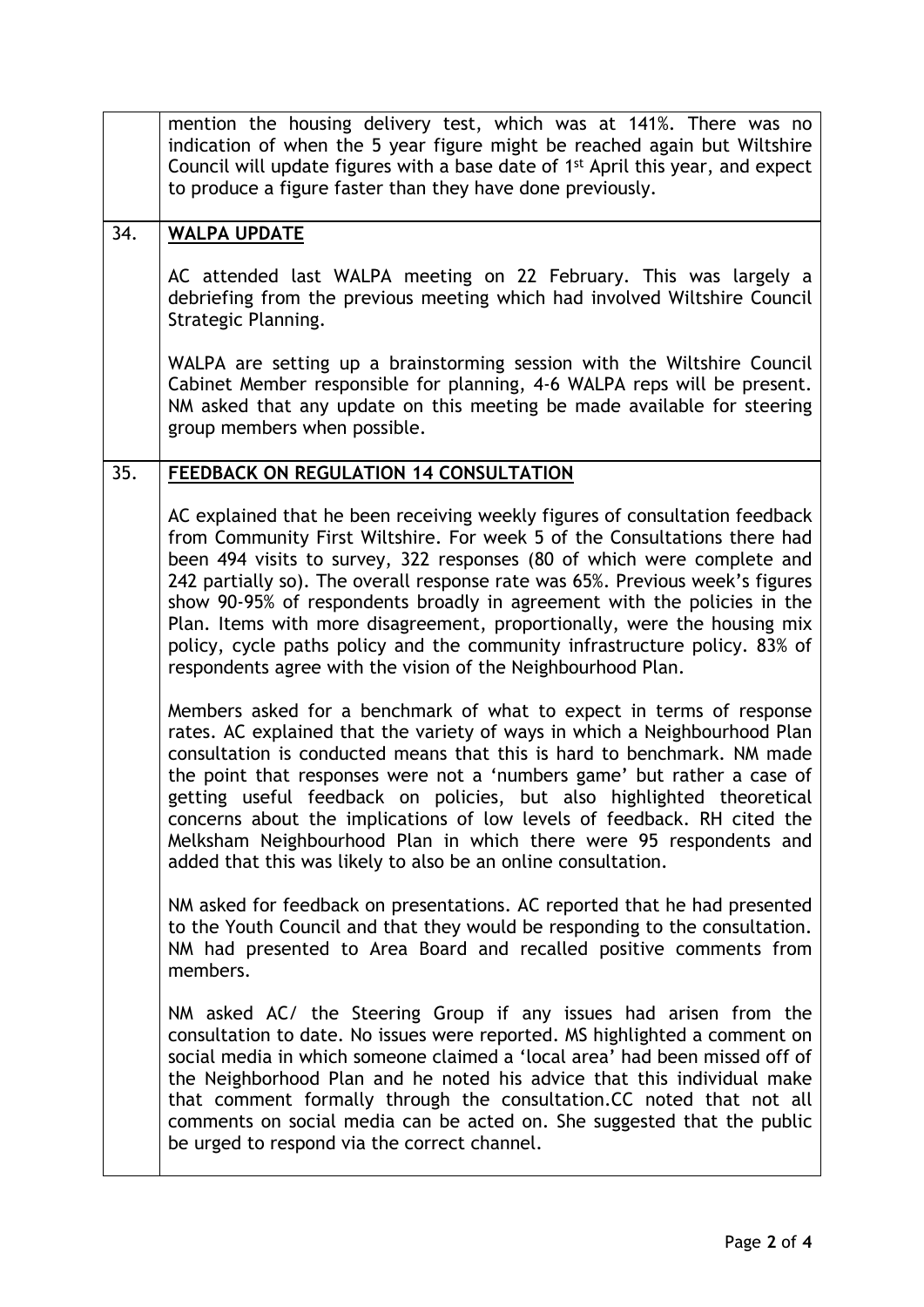| | |
|---|---|
| | mention the housing delivery test, which was at 141%. There was no indication of when the 5 year figure might be reached again but Wiltshire Council will update figures with a base date of 1st April this year, and expect to produce a figure faster than they have done previously. |
| 34. | **WALPA UPDATE**<br><br>AC attended last WALPA meeting on 22 February. This was largely a debriefing from the previous meeting which had involved Wiltshire Council Strategic Planning.<br><br>WALPA are setting up a brainstorming session with the Wiltshire Council Cabinet Member responsible for planning, 4-6 WALPA reps will be present. NM asked that any update on this meeting be made available for steering group members when possible. |
| 35. | **FEEDBACK ON REGULATION 14 CONSULTATION**<br><br>AC explained that he been receiving weekly figures of consultation feedback from Community First Wiltshire. For week 5 of the Consultations there had been 494 visits to survey, 322 responses (80 of which were complete and 242 partially so). The overall response rate was 65%. Previous week's figures show 90-95% of respondents broadly in agreement with the policies in the Plan. Items with more disagreement, proportionally, were the housing mix policy, cycle paths policy and the community infrastructure policy. 83% of respondents agree with the vision of the Neighbourhood Plan.<br><br>Members asked for a benchmark of what to expect in terms of response rates. AC explained that the variety of ways in which a Neighbourhood Plan consultation is conducted means that this is hard to benchmark. NM made the point that responses were not a 'numbers game' but rather a case of getting useful feedback on policies, but also highlighted theoretical concerns about the implications of low levels of feedback. RH cited the Melksham Neighbourhood Plan in which there were 95 respondents and added that this was likely to also be an online consultation.<br><br>NM asked for feedback on presentations. AC reported that he had presented to the Youth Council and that they would be responding to the consultation. NM had presented to Area Board and recalled positive comments from members.<br><br>NM asked AC/ the Steering Group if any issues had arisen from the consultation to date. No issues were reported. MS highlighted a comment on social media in which someone claimed a 'local area' had been missed off of the Neighborhood Plan and he noted his advice that this individual make that comment formally through the consultation.CC noted that not all comments on social media can be acted on. She suggested that the public be urged to respond via the correct channel. |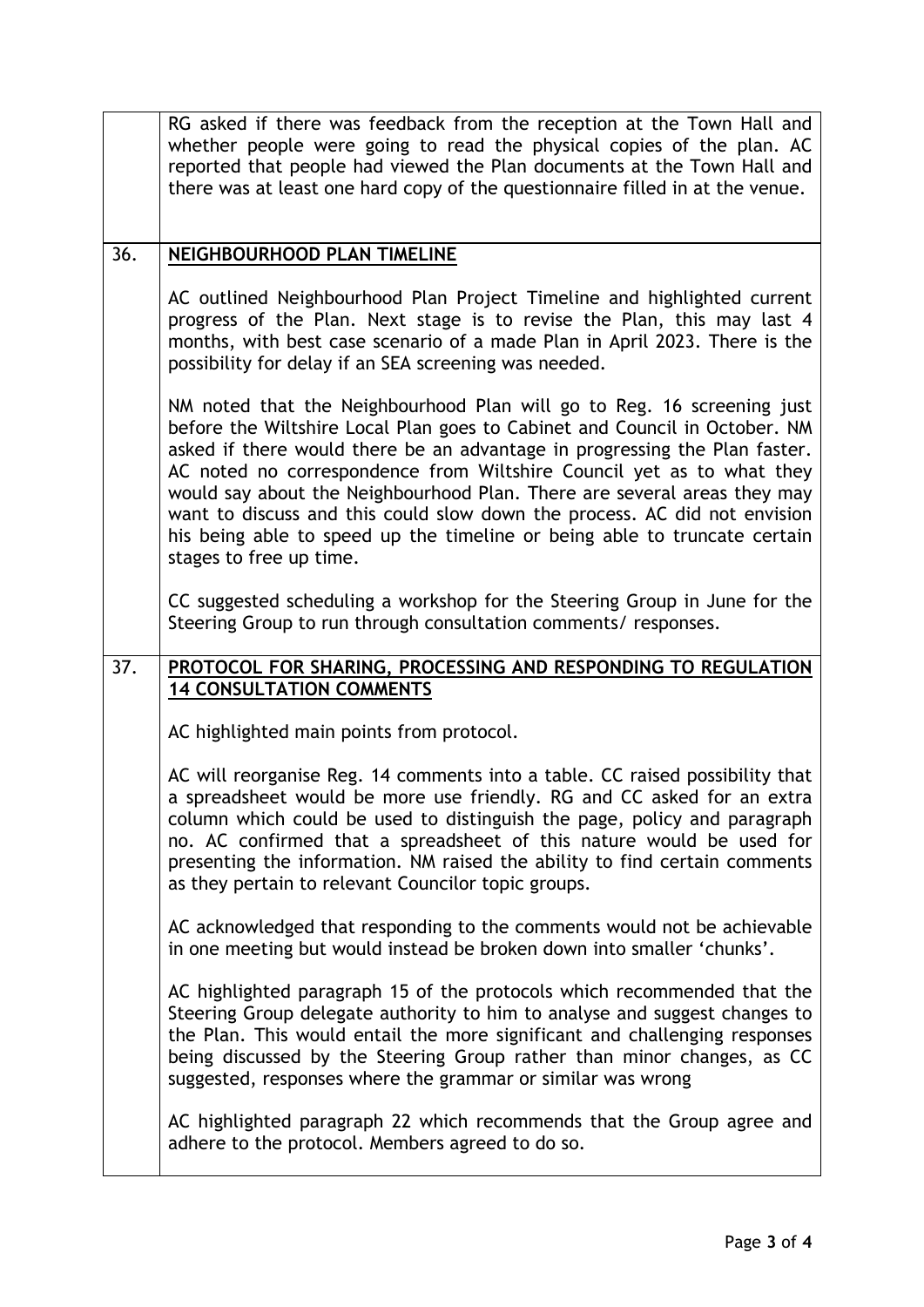RG asked if there was feedback from the reception at the Town Hall and whether people were going to read the physical copies of the plan. AC reported that people had viewed the Plan documents at the Town Hall and there was at least one hard copy of the questionnaire filled in at the venue.

## 36. NEIGHBOURHOOD PLAN TIMELINE

AC outlined Neighbourhood Plan Project Timeline and highlighted current progress of the Plan. Next stage is to revise the Plan, this may last 4 months, with best case scenario of a made Plan in April 2023. There is the possibility for delay if an SEA screening was needed.

NM noted that the Neighbourhood Plan will go to Reg. 16 screening just before the Wiltshire Local Plan goes to Cabinet and Council in October. NM asked if there would there be an advantage in progressing the Plan faster. AC noted no correspondence from Wiltshire Council yet as to what they would say about the Neighbourhood Plan. There are several areas they may want to discuss and this could slow down the process. AC did not envision his being able to speed up the timeline or being able to truncate certain stages to free up time.

CC suggested scheduling a workshop for the Steering Group in June for the Steering Group to run through consultation comments/ responses.

## 37. PROTOCOL FOR SHARING, PROCESSING AND RESPONDING TO REGULATION 14 CONSULTATION COMMENTS

AC highlighted main points from protocol.

AC will reorganise Reg. 14 comments into a table. CC raised possibility that a spreadsheet would be more use friendly. RG and CC asked for an extra column which could be used to distinguish the page, policy and paragraph no. AC confirmed that a spreadsheet of this nature would be used for presenting the information. NM raised the ability to find certain comments as they pertain to relevant Councilor topic groups.

AC acknowledged that responding to the comments would not be achievable in one meeting but would instead be broken down into smaller 'chunks'.

AC highlighted paragraph 15 of the protocols which recommended that the Steering Group delegate authority to him to analyse and suggest changes to the Plan. This would entail the more significant and challenging responses being discussed by the Steering Group rather than minor changes, as CC suggested, responses where the grammar or similar was wrong

AC highlighted paragraph 22 which recommends that the Group agree and adhere to the protocol. Members agreed to do so.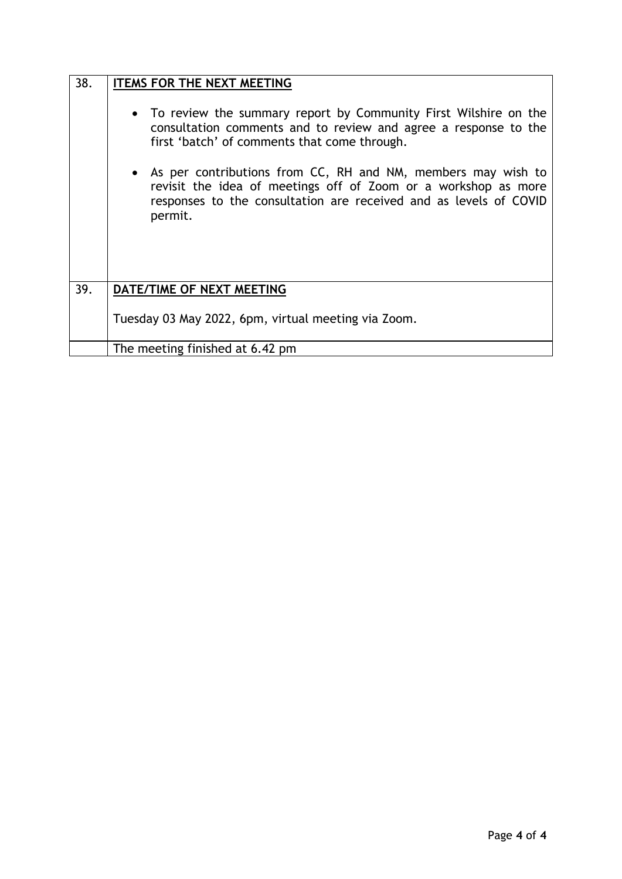| | |
|---|---|
| 38. | **ITEMS FOR THE NEXT MEETING**<br><br>• To review the summary report by Community First Wilshire on the consultation comments and to review and agree a response to the first 'batch' of comments that come through.<br><br>• As per contributions from CC, RH and NM, members may wish to revisit the idea of meetings off of Zoom or a workshop as more responses to the consultation are received and as levels of COVID permit. |
| 39. | **DATE/TIME OF NEXT MEETING**<br><br>Tuesday 03 May 2022, 6pm, virtual meeting via Zoom. |
| | The meeting finished at 6.42 pm |